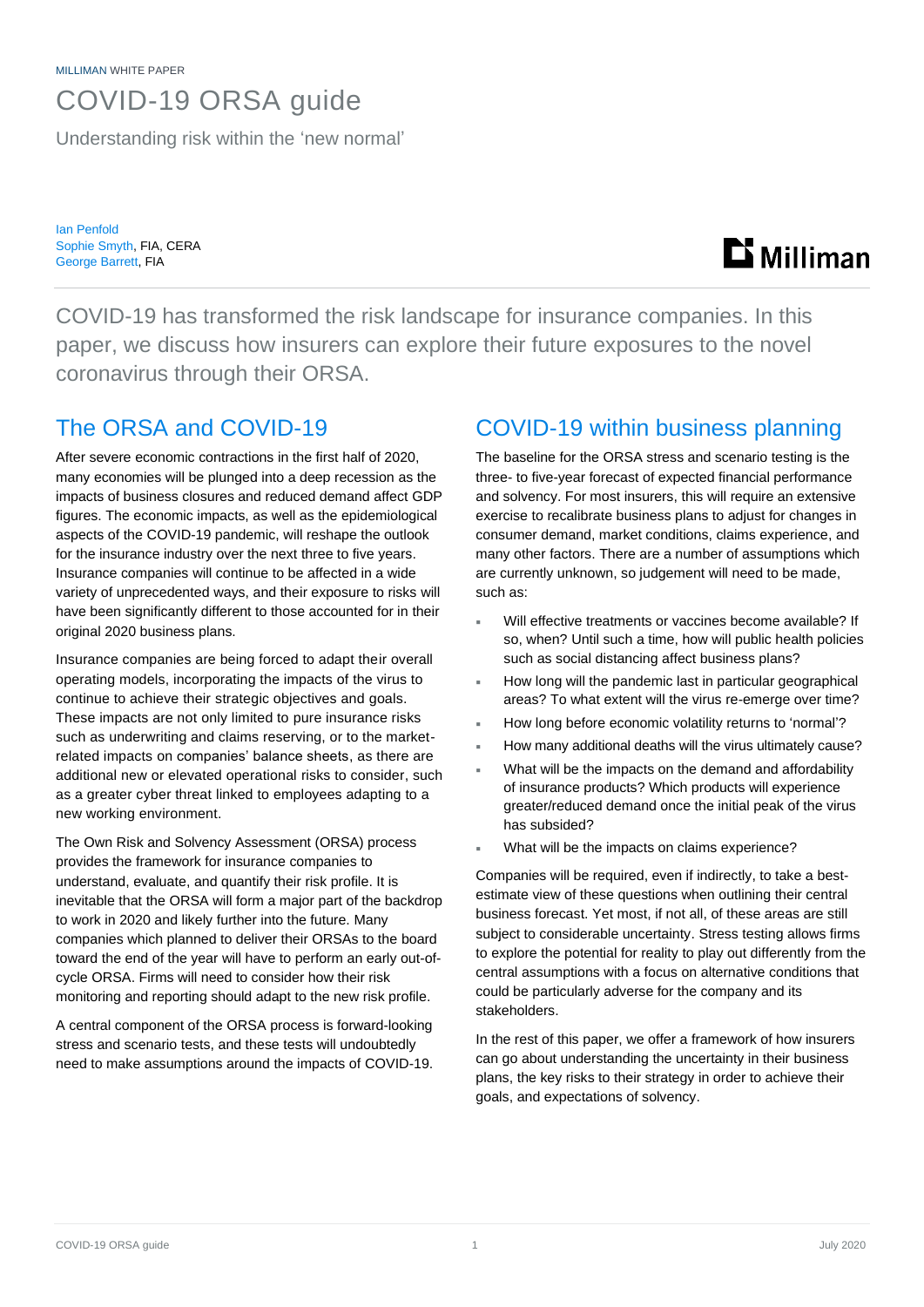MILLIMAN WHITE PAPER

# COVID-19 ORSA guide

Understanding risk within the 'new normal'

Ian Penfold
Sophie Smyth, FIA, CERA
George Barrett, FIA

COVID-19 has transformed the risk landscape for insurance companies. In this paper, we discuss how insurers can explore their future exposures to the novel coronavirus through their ORSA.

## The ORSA and COVID-19

After severe economic contractions in the first half of 2020, many economies will be plunged into a deep recession as the impacts of business closures and reduced demand affect GDP figures. The economic impacts, as well as the epidemiological aspects of the COVID-19 pandemic, will reshape the outlook for the insurance industry over the next three to five years. Insurance companies will continue to be affected in a wide variety of unprecedented ways, and their exposure to risks will have been significantly different to those accounted for in their original 2020 business plans.

Insurance companies are being forced to adapt their overall operating models, incorporating the impacts of the virus to continue to achieve their strategic objectives and goals. These impacts are not only limited to pure insurance risks such as underwriting and claims reserving, or to the market-related impacts on companies' balance sheets, as there are additional new or elevated operational risks to consider, such as a greater cyber threat linked to employees adapting to a new working environment.

The Own Risk and Solvency Assessment (ORSA) process provides the framework for insurance companies to understand, evaluate, and quantify their risk profile. It is inevitable that the ORSA will form a major part of the backdrop to work in 2020 and likely further into the future. Many companies which planned to deliver their ORSAs to the board toward the end of the year will have to perform an early out-of-cycle ORSA. Firms will need to consider how their risk monitoring and reporting should adapt to the new risk profile.

A central component of the ORSA process is forward-looking stress and scenario tests, and these tests will undoubtedly need to make assumptions around the impacts of COVID-19.

## COVID-19 within business planning

The baseline for the ORSA stress and scenario testing is the three- to five-year forecast of expected financial performance and solvency. For most insurers, this will require an extensive exercise to recalibrate business plans to adjust for changes in consumer demand, market conditions, claims experience, and many other factors. There are a number of assumptions which are currently unknown, so judgement will need to be made, such as:

- Will effective treatments or vaccines become available? If so, when? Until such a time, how will public health policies such as social distancing affect business plans?
- How long will the pandemic last in particular geographical areas? To what extent will the virus re-emerge over time?
- How long before economic volatility returns to 'normal'?
- How many additional deaths will the virus ultimately cause?
- What will be the impacts on the demand and affordability of insurance products? Which products will experience greater/reduced demand once the initial peak of the virus has subsided?
- What will be the impacts on claims experience?

Companies will be required, even if indirectly, to take a best-estimate view of these questions when outlining their central business forecast. Yet most, if not all, of these areas are still subject to considerable uncertainty. Stress testing allows firms to explore the potential for reality to play out differently from the central assumptions with a focus on alternative conditions that could be particularly adverse for the company and its stakeholders.

In the rest of this paper, we offer a framework of how insurers can go about understanding the uncertainty in their business plans, the key risks to their strategy in order to achieve their goals, and expectations of solvency.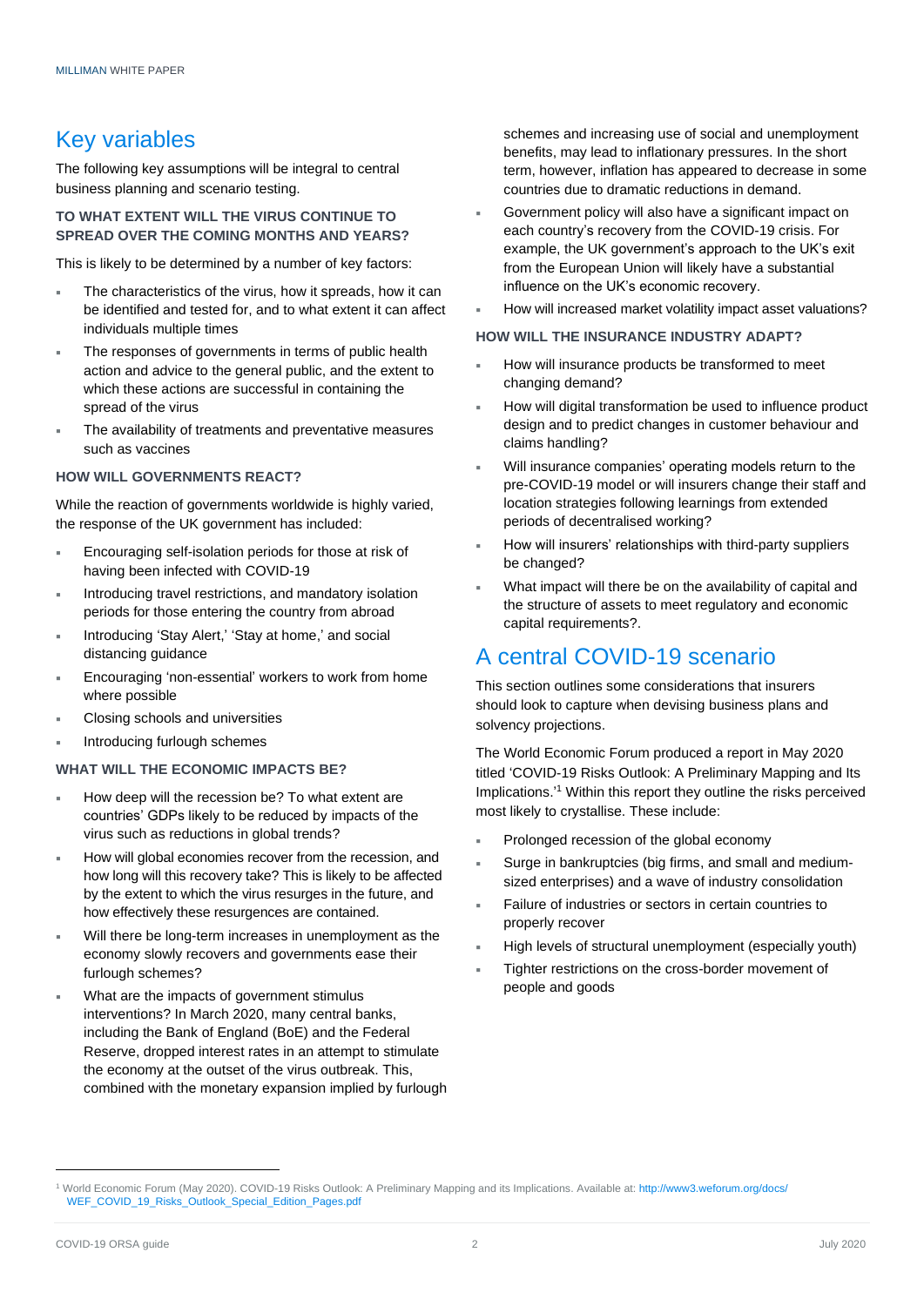## Key variables

The following key assumptions will be integral to central business planning and scenario testing.

### TO WHAT EXTENT WILL THE VIRUS CONTINUE TO SPREAD OVER THE COMING MONTHS AND YEARS?

This is likely to be determined by a number of key factors:

- The characteristics of the virus, how it spreads, how it can be identified and tested for, and to what extent it can affect individuals multiple times
- The responses of governments in terms of public health action and advice to the general public, and the extent to which these actions are successful in containing the spread of the virus
- The availability of treatments and preventative measures such as vaccines

### HOW WILL GOVERNMENTS REACT?

While the reaction of governments worldwide is highly varied, the response of the UK government has included:

- Encouraging self-isolation periods for those at risk of having been infected with COVID-19
- Introducing travel restrictions, and mandatory isolation periods for those entering the country from abroad
- Introducing 'Stay Alert,' 'Stay at home,' and social distancing guidance
- Encouraging 'non-essential' workers to work from home where possible
- Closing schools and universities
- Introducing furlough schemes

### WHAT WILL THE ECONOMIC IMPACTS BE?

- How deep will the recession be? To what extent are countries' GDPs likely to be reduced by impacts of the virus such as reductions in global trends?
- How will global economies recover from the recession, and how long will this recovery take? This is likely to be affected by the extent to which the virus resurges in the future, and how effectively these resurgences are contained.
- Will there be long-term increases in unemployment as the economy slowly recovers and governments ease their furlough schemes?
- What are the impacts of government stimulus interventions? In March 2020, many central banks, including the Bank of England (BoE) and the Federal Reserve, dropped interest rates in an attempt to stimulate the economy at the outset of the virus outbreak. This, combined with the monetary expansion implied by furlough schemes and increasing use of social and unemployment benefits, may lead to inflationary pressures. In the short term, however, inflation has appeared to decrease in some countries due to dramatic reductions in demand.
- Government policy will also have a significant impact on each country's recovery from the COVID-19 crisis. For example, the UK government's approach to the UK's exit from the European Union will likely have a substantial influence on the UK's economic recovery.
- How will increased market volatility impact asset valuations?

### HOW WILL THE INSURANCE INDUSTRY ADAPT?

- How will insurance products be transformed to meet changing demand?
- How will digital transformation be used to influence product design and to predict changes in customer behaviour and claims handling?
- Will insurance companies' operating models return to the pre-COVID-19 model or will insurers change their staff and location strategies following learnings from extended periods of decentralised working?
- How will insurers' relationships with third-party suppliers be changed?
- What impact will there be on the availability of capital and the structure of assets to meet regulatory and economic capital requirements?.

## A central COVID-19 scenario

This section outlines some considerations that insurers should look to capture when devising business plans and solvency projections.

The World Economic Forum produced a report in May 2020 titled 'COVID-19 Risks Outlook: A Preliminary Mapping and Its Implications.'[1] Within this report they outline the risks perceived most likely to crystallise. These include:

- Prolonged recession of the global economy
- Surge in bankruptcies (big firms, and small and medium-sized enterprises) and a wave of industry consolidation
- Failure of industries or sectors in certain countries to properly recover
- High levels of structural unemployment (especially youth)
- Tighter restrictions on the cross-border movement of people and goods

[1] World Economic Forum (May 2020). COVID-19 Risks Outlook: A Preliminary Mapping and its Implications. Available at: http://www3.weforum.org/docs/WEF_COVID_19_Risks_Outlook_Special_Edition_Pages.pdf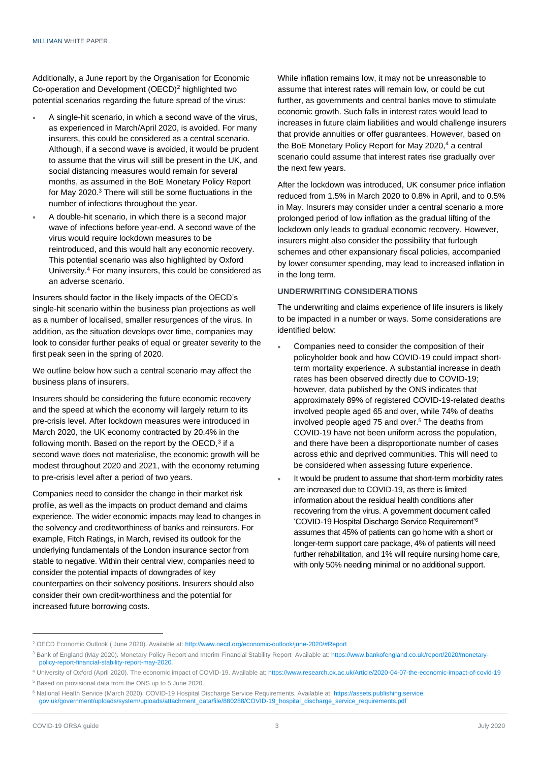Additionally, a June report by the Organisation for Economic Co-operation and Development (OECD)[2] highlighted two potential scenarios regarding the future spread of the virus:

- A single-hit scenario, in which a second wave of the virus, as experienced in March/April 2020, is avoided. For many insurers, this could be considered as a central scenario. Although, if a second wave is avoided, it would be prudent to assume that the virus will still be present in the UK, and social distancing measures would remain for several months, as assumed in the BoE Monetary Policy Report for May 2020.[3] There will still be some fluctuations in the number of infections throughout the year.
- A double-hit scenario, in which there is a second major wave of infections before year-end. A second wave of the virus would require lockdown measures to be reintroduced, and this would halt any economic recovery. This potential scenario was also highlighted by Oxford University.[4] For many insurers, this could be considered as an adverse scenario.

Insurers should factor in the likely impacts of the OECD's single-hit scenario within the business plan projections as well as a number of localised, smaller resurgences of the virus. In addition, as the situation develops over time, companies may look to consider further peaks of equal or greater severity to the first peak seen in the spring of 2020.

We outline below how such a central scenario may affect the business plans of insurers.

Insurers should be considering the future economic recovery and the speed at which the economy will largely return to its pre-crisis level. After lockdown measures were introduced in March 2020, the UK economy contracted by 20.4% in the following month. Based on the report by the OECD,[3] if a second wave does not materialise, the economic growth will be modest throughout 2020 and 2021, with the economy returning to pre-crisis level after a period of two years.

Companies need to consider the change in their market risk profile, as well as the impacts on product demand and claims experience. The wider economic impacts may lead to changes in the solvency and creditworthiness of banks and reinsurers. For example, Fitch Ratings, in March, revised its outlook for the underlying fundamentals of the London insurance sector from stable to negative. Within their central view, companies need to consider the potential impacts of downgrades of key counterparties on their solvency positions. Insurers should also consider their own credit-worthiness and the potential for increased future borrowing costs.

While inflation remains low, it may not be unreasonable to assume that interest rates will remain low, or could be cut further, as governments and central banks move to stimulate economic growth. Such falls in interest rates would lead to increases in future claim liabilities and would challenge insurers that provide annuities or offer guarantees. However, based on the BoE Monetary Policy Report for May 2020,[4] a central scenario could assume that interest rates rise gradually over the next few years.

After the lockdown was introduced, UK consumer price inflation reduced from 1.5% in March 2020 to 0.8% in April, and to 0.5% in May. Insurers may consider under a central scenario a more prolonged period of low inflation as the gradual lifting of the lockdown only leads to gradual economic recovery. However, insurers might also consider the possibility that furlough schemes and other expansionary fiscal policies, accompanied by lower consumer spending, may lead to increased inflation in in the long term.

### UNDERWRITING CONSIDERATIONS

The underwriting and claims experience of life insurers is likely to be impacted in a number or ways. Some considerations are identified below:

- Companies need to consider the composition of their policyholder book and how COVID-19 could impact short-term mortality experience. A substantial increase in death rates has been observed directly due to COVID-19; however, data published by the ONS indicates that approximately 89% of registered COVID-19-related deaths involved people aged 65 and over, while 74% of deaths involved people aged 75 and over.[5] The deaths from COVID-19 have not been uniform across the population, and there have been a disproportionate number of cases across ethic and deprived communities. This will need to be considered when assessing future experience.
- It would be prudent to assume that short-term morbidity rates are increased due to COVID-19, as there is limited information about the residual health conditions after recovering from the virus. A government document called 'COVID-19 Hospital Discharge Service Requirement'[6] assumes that 45% of patients can go home with a short or longer-term support care package, 4% of patients will need further rehabilitation, and 1% will require nursing home care, with only 50% needing minimal or no additional support.

---

[2] OECD Economic Outlook ( June 2020). Available at: http://www.oecd.org/economic-outlook/june-2020/#Report

[3] Bank of England (May 2020). Monetary Policy Report and Interim Financial Stability Report Available at: https://www.bankofengland.co.uk/report/2020/monetary-policy-report-financial-stability-report-may-2020.

[4] University of Oxford (April 2020). The economic impact of COVID-19. Available at: https://www.research.ox.ac.uk/Article/2020-04-07-the-economic-impact-of-covid-19

[5] Based on provisional data from the ONS up to 5 June 2020.

[6] National Health Service (March 2020). COVID-19 Hospital Discharge Service Requirements. Available at: https://assets.publishing.service.gov.uk/government/uploads/system/uploads/attachment_data/file/880288/COVID-19_hospital_discharge_service_requirements.pdf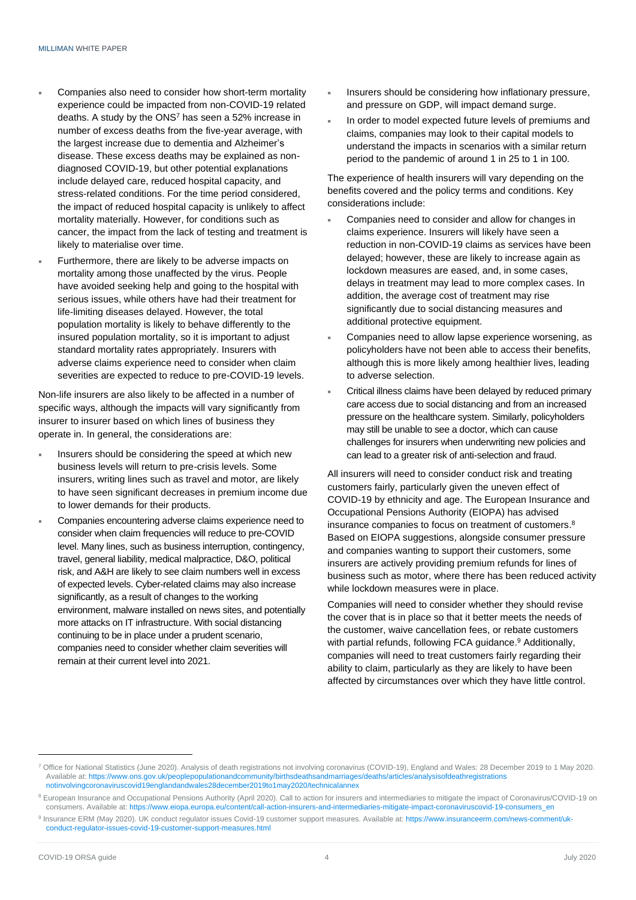- Companies also need to consider how short-term mortality experience could be impacted from non-COVID-19 related deaths. A study by the ONS[7] has seen a 52% increase in number of excess deaths from the five-year average, with the largest increase due to dementia and Alzheimer's disease. These excess deaths may be explained as non-diagnosed COVID-19, but other potential explanations include delayed care, reduced hospital capacity, and stress-related conditions. For the time period considered, the impact of reduced hospital capacity is unlikely to affect mortality materially. However, for conditions such as cancer, the impact from the lack of testing and treatment is likely to materialise over time.
- Furthermore, there are likely to be adverse impacts on mortality among those unaffected by the virus. People have avoided seeking help and going to the hospital with serious issues, while others have had their treatment for life-limiting diseases delayed. However, the total population mortality is likely to behave differently to the insured population mortality, so it is important to adjust standard mortality rates appropriately. Insurers with adverse claims experience need to consider when claim severities are expected to reduce to pre-COVID-19 levels.

Non-life insurers are also likely to be affected in a number of specific ways, although the impacts will vary significantly from insurer to insurer based on which lines of business they operate in. In general, the considerations are:

- Insurers should be considering the speed at which new business levels will return to pre-crisis levels. Some insurers, writing lines such as travel and motor, are likely to have seen significant decreases in premium income due to lower demands for their products.
- Companies encountering adverse claims experience need to consider when claim frequencies will reduce to pre-COVID level. Many lines, such as business interruption, contingency, travel, general liability, medical malpractice, D&O, political risk, and A&H are likely to see claim numbers well in excess of expected levels. Cyber-related claims may also increase significantly, as a result of changes to the working environment, malware installed on news sites, and potentially more attacks on IT infrastructure. With social distancing continuing to be in place under a prudent scenario, companies need to consider whether claim severities will remain at their current level into 2021.
- Insurers should be considering how inflationary pressure, and pressure on GDP, will impact demand surge.
- In order to model expected future levels of premiums and claims, companies may look to their capital models to understand the impacts in scenarios with a similar return period to the pandemic of around 1 in 25 to 1 in 100.

The experience of health insurers will vary depending on the benefits covered and the policy terms and conditions. Key considerations include:

- Companies need to consider and allow for changes in claims experience. Insurers will likely have seen a reduction in non-COVID-19 claims as services have been delayed; however, these are likely to increase again as lockdown measures are eased, and, in some cases, delays in treatment may lead to more complex cases. In addition, the average cost of treatment may rise significantly due to social distancing measures and additional protective equipment.
- Companies need to allow lapse experience worsening, as policyholders have not been able to access their benefits, although this is more likely among healthier lives, leading to adverse selection.
- Critical illness claims have been delayed by reduced primary care access due to social distancing and from an increased pressure on the healthcare system. Similarly, policyholders may still be unable to see a doctor, which can cause challenges for insurers when underwriting new policies and can lead to a greater risk of anti-selection and fraud.

All insurers will need to consider conduct risk and treating customers fairly, particularly given the uneven effect of COVID-19 by ethnicity and age. The European Insurance and Occupational Pensions Authority (EIOPA) has advised insurance companies to focus on treatment of customers.[8] Based on EIOPA suggestions, alongside consumer pressure and companies wanting to support their customers, some insurers are actively providing premium refunds for lines of business such as motor, where there has been reduced activity while lockdown measures were in place.

Companies will need to consider whether they should revise the cover that is in place so that it better meets the needs of the customer, waive cancellation fees, or rebate customers with partial refunds, following FCA guidance.[9] Additionally, companies will need to treat customers fairly regarding their ability to claim, particularly as they are likely to have been affected by circumstances over which they have little control.

---

[7] Office for National Statistics (June 2020). Analysis of death registrations not involving coronavirus (COVID-19), England and Wales: 28 December 2019 to 1 May 2020. Available at: https://www.ons.gov.uk/peoplepopulationandcommunity/birthsdeathsandmarriages/deaths/articles/analysisofdeathregistrationsnotinvolvingcoronaviruscovid19englandandwales28december2019to1may2020/technicalannex

[8] European Insurance and Occupational Pensions Authority (April 2020). Call to action for insurers and intermediaries to mitigate the impact of Coronavirus/COVID-19 on consumers. Available at: https://www.eiopa.europa.eu/content/call-action-insurers-and-intermediaries-mitigate-impact-coronaviruscovid-19-consumers_en

[9] Insurance ERM (May 2020). UK conduct regulator issues Covid-19 customer support measures. Available at: https://www.insuranceerm.com/news-comment/uk-conduct-regulator-issues-covid-19-customer-support-measures.html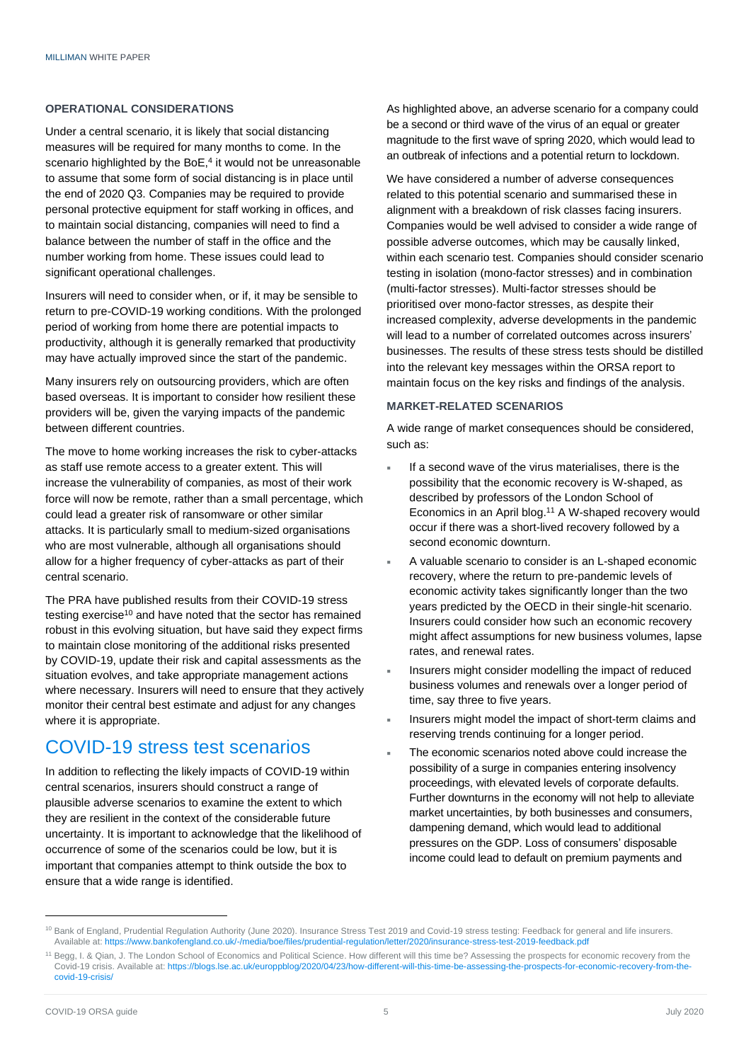### OPERATIONAL CONSIDERATIONS

Under a central scenario, it is likely that social distancing measures will be required for many months to come. In the scenario highlighted by the BoE,[4] it would not be unreasonable to assume that some form of social distancing is in place until the end of 2020 Q3. Companies may be required to provide personal protective equipment for staff working in offices, and to maintain social distancing, companies will need to find a balance between the number of staff in the office and the number working from home. These issues could lead to significant operational challenges.

Insurers will need to consider when, or if, it may be sensible to return to pre-COVID-19 working conditions. With the prolonged period of working from home there are potential impacts to productivity, although it is generally remarked that productivity may have actually improved since the start of the pandemic.

Many insurers rely on outsourcing providers, which are often based overseas. It is important to consider how resilient these providers will be, given the varying impacts of the pandemic between different countries.

The move to home working increases the risk to cyber-attacks as staff use remote access to a greater extent. This will increase the vulnerability of companies, as most of their work force will now be remote, rather than a small percentage, which could lead a greater risk of ransomware or other similar attacks. It is particularly small to medium-sized organisations who are most vulnerable, although all organisations should allow for a higher frequency of cyber-attacks as part of their central scenario.

The PRA have published results from their COVID-19 stress testing exercise[10] and have noted that the sector has remained robust in this evolving situation, but have said they expect firms to maintain close monitoring of the additional risks presented by COVID-19, update their risk and capital assessments as the situation evolves, and take appropriate management actions where necessary. Insurers will need to ensure that they actively monitor their central best estimate and adjust for any changes where it is appropriate.

## COVID-19 stress test scenarios

In addition to reflecting the likely impacts of COVID-19 within central scenarios, insurers should construct a range of plausible adverse scenarios to examine the extent to which they are resilient in the context of the considerable future uncertainty. It is important to acknowledge that the likelihood of occurrence of some of the scenarios could be low, but it is important that companies attempt to think outside the box to ensure that a wide range is identified.

As highlighted above, an adverse scenario for a company could be a second or third wave of the virus of an equal or greater magnitude to the first wave of spring 2020, which would lead to an outbreak of infections and a potential return to lockdown.

We have considered a number of adverse consequences related to this potential scenario and summarised these in alignment with a breakdown of risk classes facing insurers. Companies would be well advised to consider a wide range of possible adverse outcomes, which may be causally linked, within each scenario test. Companies should consider scenario testing in isolation (mono-factor stresses) and in combination (multi-factor stresses). Multi-factor stresses should be prioritised over mono-factor stresses, as despite their increased complexity, adverse developments in the pandemic will lead to a number of correlated outcomes across insurers' businesses. The results of these stress tests should be distilled into the relevant key messages within the ORSA report to maintain focus on the key risks and findings of the analysis.

### MARKET-RELATED SCENARIOS

A wide range of market consequences should be considered, such as:

- If a second wave of the virus materialises, there is the possibility that the economic recovery is W-shaped, as described by professors of the London School of Economics in an April blog.[11] A W-shaped recovery would occur if there was a short-lived recovery followed by a second economic downturn.
- A valuable scenario to consider is an L-shaped economic recovery, where the return to pre-pandemic levels of economic activity takes significantly longer than the two years predicted by the OECD in their single-hit scenario. Insurers could consider how such an economic recovery might affect assumptions for new business volumes, lapse rates, and renewal rates.
- Insurers might consider modelling the impact of reduced business volumes and renewals over a longer period of time, say three to five years.
- Insurers might model the impact of short-term claims and reserving trends continuing for a longer period.
- The economic scenarios noted above could increase the possibility of a surge in companies entering insolvency proceedings, with elevated levels of corporate defaults. Further downturns in the economy will not help to alleviate market uncertainties, by both businesses and consumers, dampening demand, which would lead to additional pressures on the GDP. Loss of consumers' disposable income could lead to default on premium payments and

---

[10] Bank of England, Prudential Regulation Authority (June 2020). Insurance Stress Test 2019 and Covid-19 stress testing: Feedback for general and life insurers. Available at: https://www.bankofengland.co.uk/-/media/boe/files/prudential-regulation/letter/2020/insurance-stress-test-2019-feedback.pdf

[11] Begg, I. & Qian, J. The London School of Economics and Political Science. How different will this time be? Assessing the prospects for economic recovery from the Covid-19 crisis. Available at: https://blogs.lse.ac.uk/europpblog/2020/04/23/how-different-will-this-time-be-assessing-the-prospects-for-economic-recovery-from-the-covid-19-crisis/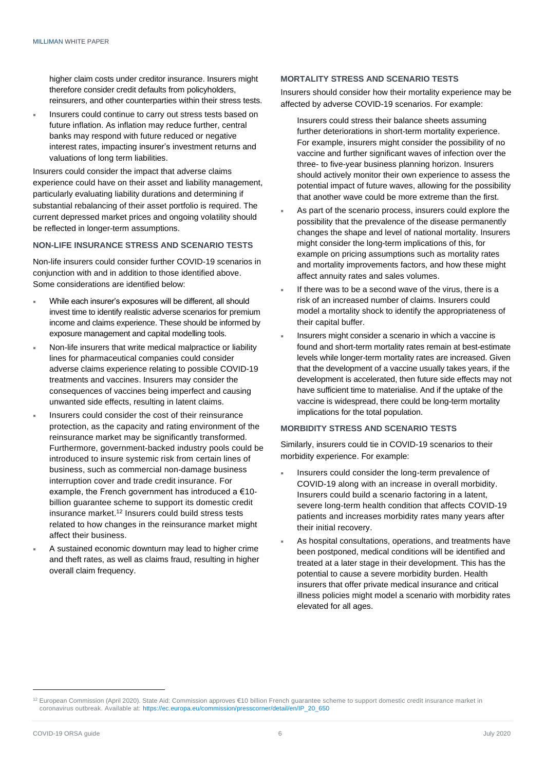higher claim costs under creditor insurance. Insurers might therefore consider credit defaults from policyholders, reinsurers, and other counterparties within their stress tests.

- Insurers could continue to carry out stress tests based on future inflation. As inflation may reduce further, central banks may respond with future reduced or negative interest rates, impacting insurer's investment returns and valuations of long term liabilities.

Insurers could consider the impact that adverse claims experience could have on their asset and liability management, particularly evaluating liability durations and determining if substantial rebalancing of their asset portfolio is required. The current depressed market prices and ongoing volatility should be reflected in longer-term assumptions.

### NON-LIFE INSURANCE STRESS AND SCENARIO TESTS

Non-life insurers could consider further COVID-19 scenarios in conjunction with and in addition to those identified above. Some considerations are identified below:

- While each insurer's exposures will be different, all should invest time to identify realistic adverse scenarios for premium income and claims experience. These should be informed by exposure management and capital modelling tools.
- Non-life insurers that write medical malpractice or liability lines for pharmaceutical companies could consider adverse claims experience relating to possible COVID-19 treatments and vaccines. Insurers may consider the consequences of vaccines being imperfect and causing unwanted side effects, resulting in latent claims.
- Insurers could consider the cost of their reinsurance protection, as the capacity and rating environment of the reinsurance market may be significantly transformed. Furthermore, government-backed industry pools could be introduced to insure systemic risk from certain lines of business, such as commercial non-damage business interruption cover and trade credit insurance. For example, the French government has introduced a €10-billion guarantee scheme to support its domestic credit insurance market.[12] Insurers could build stress tests related to how changes in the reinsurance market might affect their business.
- A sustained economic downturn may lead to higher crime and theft rates, as well as claims fraud, resulting in higher overall claim frequency.

### MORTALITY STRESS AND SCENARIO TESTS

Insurers should consider how their mortality experience may be affected by adverse COVID-19 scenarios. For example:

- Insurers could stress their balance sheets assuming further deteriorations in short-term mortality experience. For example, insurers might consider the possibility of no vaccine and further significant waves of infection over the three- to five-year business planning horizon. Insurers should actively monitor their own experience to assess the potential impact of future waves, allowing for the possibility that another wave could be more extreme than the first.
- As part of the scenario process, insurers could explore the possibility that the prevalence of the disease permanently changes the shape and level of national mortality. Insurers might consider the long-term implications of this, for example on pricing assumptions such as mortality rates and mortality improvements factors, and how these might affect annuity rates and sales volumes.
- If there was to be a second wave of the virus, there is a risk of an increased number of claims. Insurers could model a mortality shock to identify the appropriateness of their capital buffer.
- Insurers might consider a scenario in which a vaccine is found and short-term mortality rates remain at best-estimate levels while longer-term mortality rates are increased. Given that the development of a vaccine usually takes years, if the development is accelerated, then future side effects may not have sufficient time to materialise. And if the uptake of the vaccine is widespread, there could be long-term mortality implications for the total population.

### MORBIDITY STRESS AND SCENARIO TESTS

Similarly, insurers could tie in COVID-19 scenarios to their morbidity experience. For example:

- Insurers could consider the long-term prevalence of COVID-19 along with an increase in overall morbidity. Insurers could build a scenario factoring in a latent, severe long-term health condition that affects COVID-19 patients and increases morbidity rates many years after their initial recovery.
- As hospital consultations, operations, and treatments have been postponed, medical conditions will be identified and treated at a later stage in their development. This has the potential to cause a severe morbidity burden. Health insurers that offer private medical insurance and critical illness policies might model a scenario with morbidity rates elevated for all ages.

---

[12] European Commission (April 2020). State Aid: Commission approves €10 billion French guarantee scheme to support domestic credit insurance market in coronavirus outbreak. Available at: https://ec.europa.eu/commission/presscorner/detail/en/IP_20_650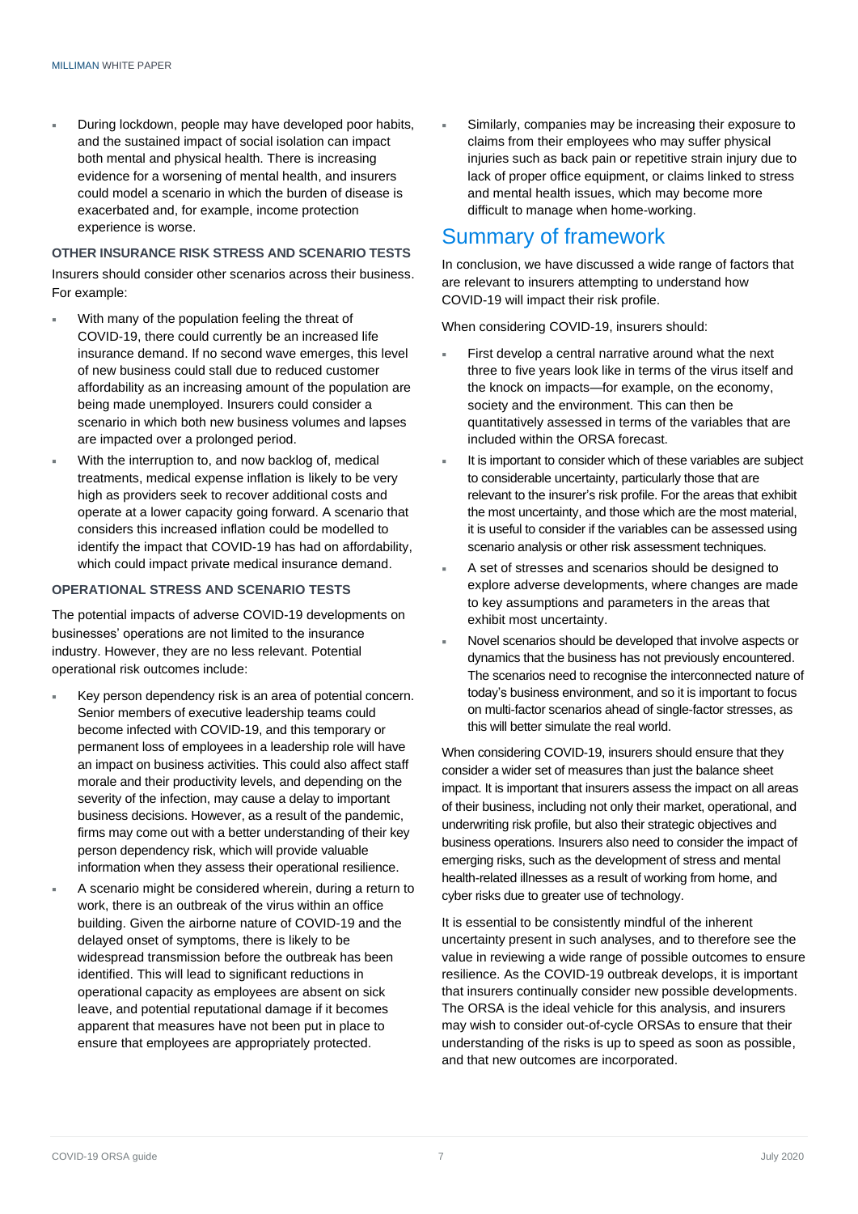- During lockdown, people may have developed poor habits, and the sustained impact of social isolation can impact both mental and physical health. There is increasing evidence for a worsening of mental health, and insurers could model a scenario in which the burden of disease is exacerbated and, for example, income protection experience is worse.

#### OTHER INSURANCE RISK STRESS AND SCENARIO TESTS

Insurers should consider other scenarios across their business. For example:

- With many of the population feeling the threat of COVID-19, there could currently be an increased life insurance demand. If no second wave emerges, this level of new business could stall due to reduced customer affordability as an increasing amount of the population are being made unemployed. Insurers could consider a scenario in which both new business volumes and lapses are impacted over a prolonged period.
- With the interruption to, and now backlog of, medical treatments, medical expense inflation is likely to be very high as providers seek to recover additional costs and operate at a lower capacity going forward. A scenario that considers this increased inflation could be modelled to identify the impact that COVID-19 has had on affordability, which could impact private medical insurance demand.

#### OPERATIONAL STRESS AND SCENARIO TESTS

The potential impacts of adverse COVID-19 developments on businesses' operations are not limited to the insurance industry. However, they are no less relevant. Potential operational risk outcomes include:

- Key person dependency risk is an area of potential concern. Senior members of executive leadership teams could become infected with COVID-19, and this temporary or permanent loss of employees in a leadership role will have an impact on business activities. This could also affect staff morale and their productivity levels, and depending on the severity of the infection, may cause a delay to important business decisions. However, as a result of the pandemic, firms may come out with a better understanding of their key person dependency risk, which will provide valuable information when they assess their operational resilience.
- A scenario might be considered wherein, during a return to work, there is an outbreak of the virus within an office building. Given the airborne nature of COVID-19 and the delayed onset of symptoms, there is likely to be widespread transmission before the outbreak has been identified. This will lead to significant reductions in operational capacity as employees are absent on sick leave, and potential reputational damage if it becomes apparent that measures have not been put in place to ensure that employees are appropriately protected.
- Similarly, companies may be increasing their exposure to claims from their employees who may suffer physical injuries such as back pain or repetitive strain injury due to lack of proper office equipment, or claims linked to stress and mental health issues, which may become more difficult to manage when home-working.

## Summary of framework

In conclusion, we have discussed a wide range of factors that are relevant to insurers attempting to understand how COVID-19 will impact their risk profile.

When considering COVID-19, insurers should:

- First develop a central narrative around what the next three to five years look like in terms of the virus itself and the knock on impacts—for example, on the economy, society and the environment. This can then be quantitatively assessed in terms of the variables that are included within the ORSA forecast.
- It is important to consider which of these variables are subject to considerable uncertainty, particularly those that are relevant to the insurer's risk profile. For the areas that exhibit the most uncertainty, and those which are the most material, it is useful to consider if the variables can be assessed using scenario analysis or other risk assessment techniques.
- A set of stresses and scenarios should be designed to explore adverse developments, where changes are made to key assumptions and parameters in the areas that exhibit most uncertainty.
- Novel scenarios should be developed that involve aspects or dynamics that the business has not previously encountered. The scenarios need to recognise the interconnected nature of today's business environment, and so it is important to focus on multi-factor scenarios ahead of single-factor stresses, as this will better simulate the real world.

When considering COVID-19, insurers should ensure that they consider a wider set of measures than just the balance sheet impact. It is important that insurers assess the impact on all areas of their business, including not only their market, operational, and underwriting risk profile, but also their strategic objectives and business operations. Insurers also need to consider the impact of emerging risks, such as the development of stress and mental health-related illnesses as a result of working from home, and cyber risks due to greater use of technology.

It is essential to be consistently mindful of the inherent uncertainty present in such analyses, and to therefore see the value in reviewing a wide range of possible outcomes to ensure resilience. As the COVID-19 outbreak develops, it is important that insurers continually consider new possible developments. The ORSA is the ideal vehicle for this analysis, and insurers may wish to consider out-of-cycle ORSAs to ensure that their understanding of the risks is up to speed as soon as possible, and that new outcomes are incorporated.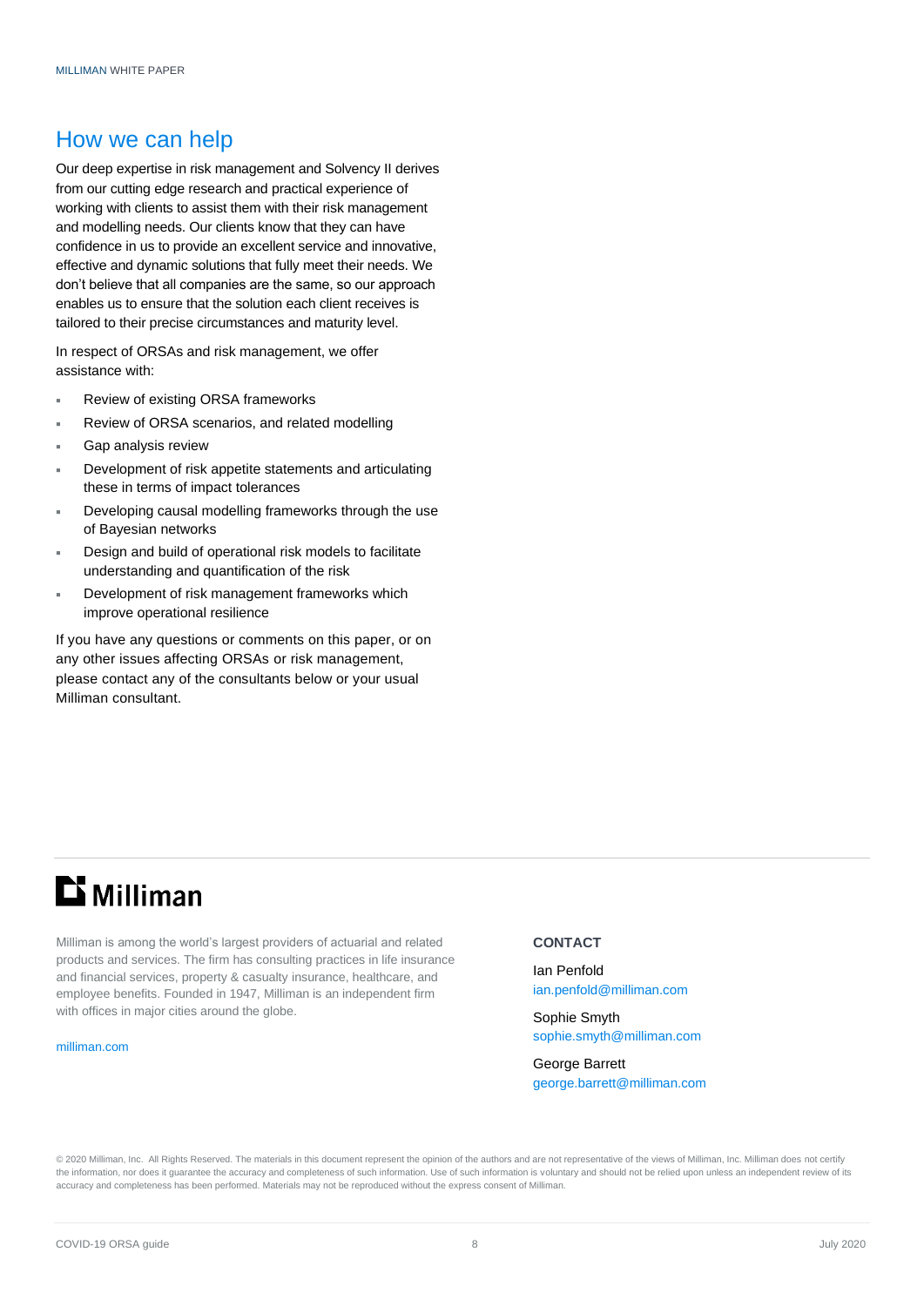## How we can help

Our deep expertise in risk management and Solvency II derives from our cutting edge research and practical experience of working with clients to assist them with their risk management and modelling needs. Our clients know that they can have confidence in us to provide an excellent service and innovative, effective and dynamic solutions that fully meet their needs. We don't believe that all companies are the same, so our approach enables us to ensure that the solution each client receives is tailored to their precise circumstances and maturity level.

In respect of ORSAs and risk management, we offer assistance with:

- Review of existing ORSA frameworks
- Review of ORSA scenarios, and related modelling
- Gap analysis review
- Development of risk appetite statements and articulating these in terms of impact tolerances
- Developing causal modelling frameworks through the use of Bayesian networks
- Design and build of operational risk models to facilitate understanding and quantification of the risk
- Development of risk management frameworks which improve operational resilience

If you have any questions or comments on this paper, or on any other issues affecting ORSAs or risk management, please contact any of the consultants below or your usual Milliman consultant.

**Milliman**

Milliman is among the world's largest providers of actuarial and related products and services. The firm has consulting practices in life insurance and financial services, property & casualty insurance, healthcare, and employee benefits. Founded in 1947, Milliman is an independent firm with offices in major cities around the globe.

milliman.com

**CONTACT**

Ian Penfold
ian.penfold@milliman.com

Sophie Smyth
sophie.smyth@milliman.com

George Barrett
george.barrett@milliman.com

© 2020 Milliman, Inc. All Rights Reserved. The materials in this document represent the opinion of the authors and are not representative of the views of Milliman, Inc. Milliman does not certify the information, nor does it guarantee the accuracy and completeness of such information. Use of such information is voluntary and should not be relied upon unless an independent review of its accuracy and completeness has been performed. Materials may not be reproduced without the express consent of Milliman.